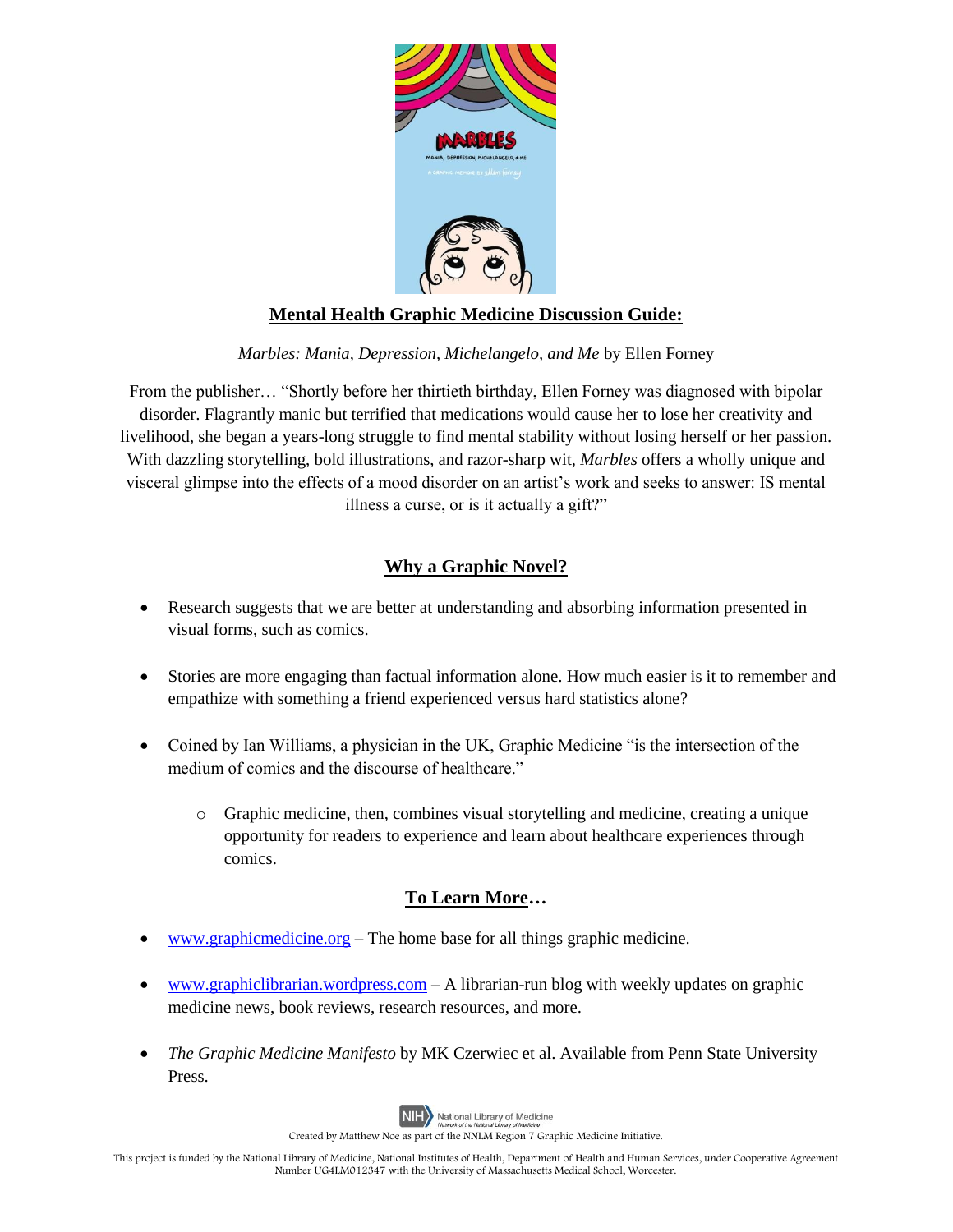# Mental Health Graphic Medicine Discussion Guide:

*Marbles: Mania, Depression, Michelangelo, and Me* by Ellen Forney

From the publisher… "Shortly before her thirtieth birthday, Ellen Forney was diagnosed with bipolar disorder. Flagrantly manic but terrified that medications would cause her to lose her creativity and livelihood, she began a years-long struggle to find mental stability without losing herself or her passion. With dazzling storytelling, bold illustrations, and razor-sharp wit, *Marbles* offers a wholly unique and visceral glimpse into the effects of a mood disorder on an artist's work and seeks to answer: IS mental illness a curse, or is it actually a gift?"

## Why a Graphic Novel?

- Research suggests that we are better at understanding and absorbing information presented in visual forms, such as comics.
- Stories are more engaging than factual information alone. How much easier is it to remember and empathize with something a friend experienced versus hard statistics alone?
- Coined by Ian Williams, a physician in the UK, Graphic Medicine "is the intersection of the medium of comics and the discourse of healthcare."
    - Graphic medicine, then, combines visual storytelling and medicine, creating a unique opportunity for readers to experience and learn about healthcare experiences through comics.

## To Learn More…

- www.graphicmedicine.org – The home base for all things graphic medicine.
- www.graphiclibrarian.wordpress.com – A librarian-run blog with weekly updates on graphic medicine news, book reviews, research resources, and more.
- *The Graphic Medicine Manifesto* by MK Czerwiec et al. Available from Penn State University Press.

NIH National Library of Medicine

Created by Matthew Noe as part of the NNLM Region 7 Graphic Medicine Initiative.

This project is funded by the National Library of Medicine, National Institutes of Health, Department of Health and Human Services, under Cooperative Agreement Number UG4LM012347 with the University of Massachusetts Medical School, Worcester.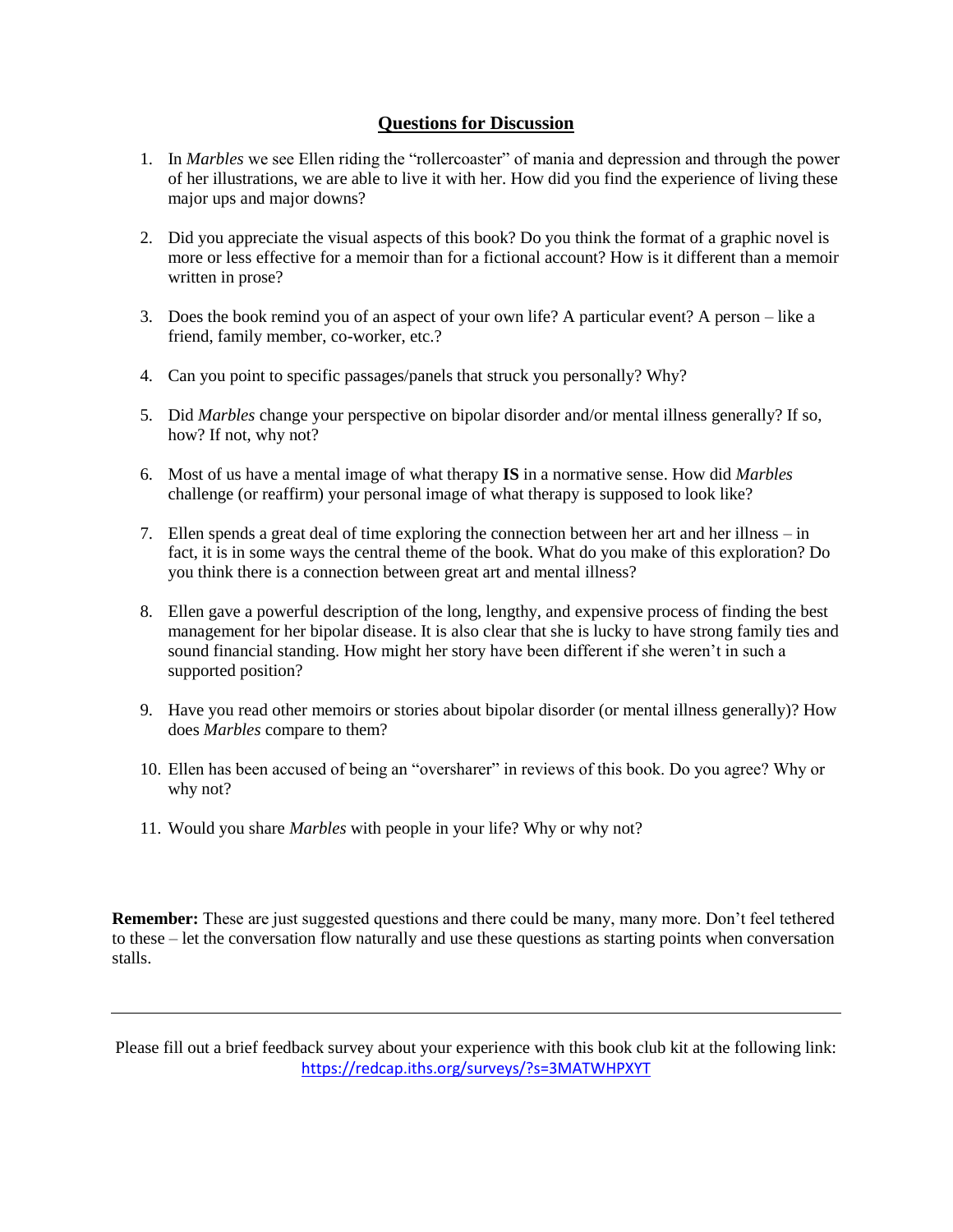## Questions for Discussion

1. In *Marbles* we see Ellen riding the "rollercoaster" of mania and depression and through the power of her illustrations, we are able to live it with her. How did you find the experience of living these major ups and major downs?

2. Did you appreciate the visual aspects of this book? Do you think the format of a graphic novel is more or less effective for a memoir than for a fictional account? How is it different than a memoir written in prose?

3. Does the book remind you of an aspect of your own life? A particular event? A person – like a friend, family member, co-worker, etc.?

4. Can you point to specific passages/panels that struck you personally? Why?

5. Did *Marbles* change your perspective on bipolar disorder and/or mental illness generally? If so, how? If not, why not?

6. Most of us have a mental image of what therapy **IS** in a normative sense. How did *Marbles* challenge (or reaffirm) your personal image of what therapy is supposed to look like?

7. Ellen spends a great deal of time exploring the connection between her art and her illness – in fact, it is in some ways the central theme of the book. What do you make of this exploration? Do you think there is a connection between great art and mental illness?

8. Ellen gave a powerful description of the long, lengthy, and expensive process of finding the best management for her bipolar disease. It is also clear that she is lucky to have strong family ties and sound financial standing. How might her story have been different if she weren't in such a supported position?

9. Have you read other memoirs or stories about bipolar disorder (or mental illness generally)? How does *Marbles* compare to them?

10. Ellen has been accused of being an "oversharer" in reviews of this book. Do you agree? Why or why not?

11. Would you share *Marbles* with people in your life? Why or why not?

**Remember:** These are just suggested questions and there could be many, many more. Don't feel tethered to these – let the conversation flow naturally and use these questions as starting points when conversation stalls.

---

Please fill out a brief feedback survey about your experience with this book club kit at the following link:
https://redcap.iths.org/surveys/?s=3MATWHPXYT